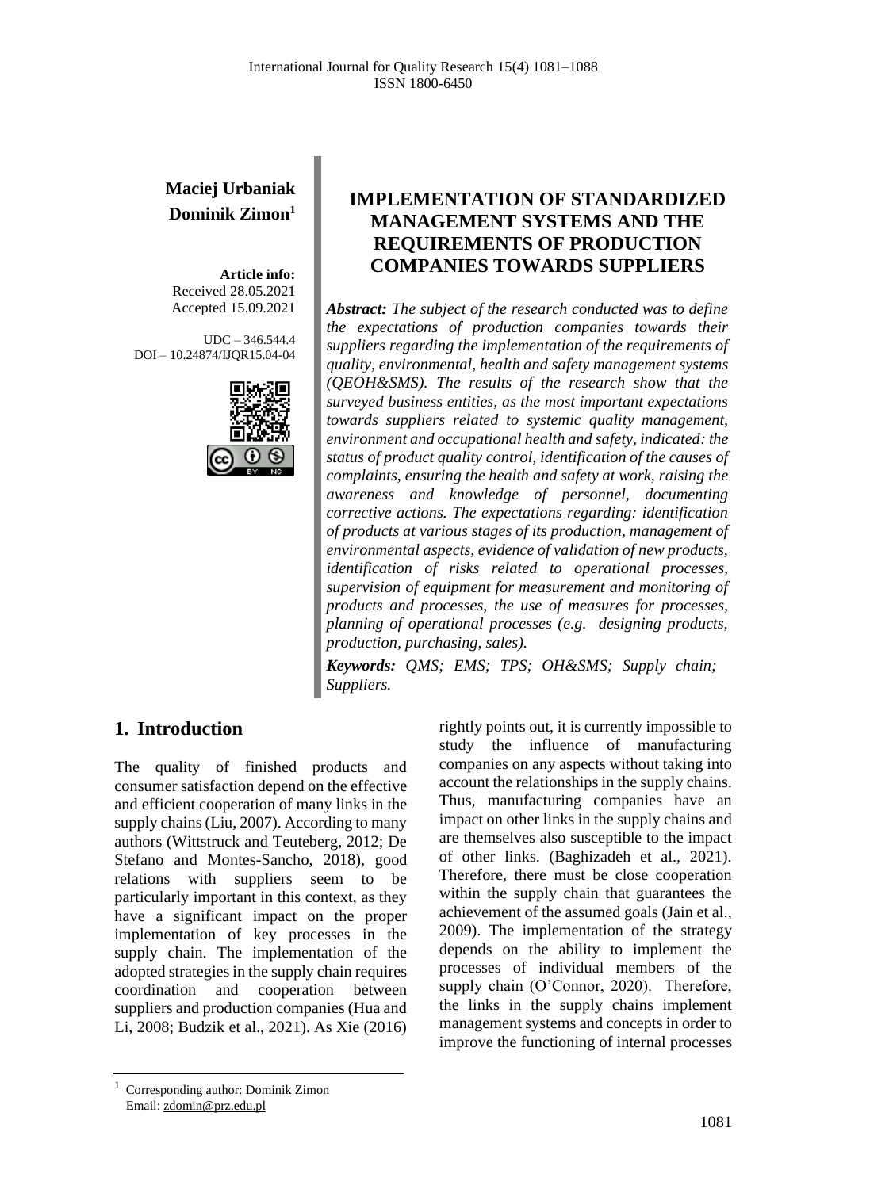**Maciej Urbaniak**
**Dominik Zimon**[1]

**Article info:**
Received 28.05.2021
Accepted 15.09.2021

UDC – 346.544.4
DOI – 10.24874/IJQR15.04-04

# IMPLEMENTATION OF STANDARDIZED MANAGEMENT SYSTEMS AND THE REQUIREMENTS OF PRODUCTION COMPANIES TOWARDS SUPPLIERS

***Abstract:*** *The subject of the research conducted was to define the expectations of production companies towards their suppliers regarding the implementation of the requirements of quality, environmental, health and safety management systems (QEOH&SMS). The results of the research show that the surveyed business entities, as the most important expectations towards suppliers related to systemic quality management, environment and occupational health and safety, indicated: the status of product quality control, identification of the causes of complaints, ensuring the health and safety at work, raising the awareness and knowledge of personnel, documenting corrective actions. The expectations regarding: identification of products at various stages of its production, management of environmental aspects, evidence of validation of new products, identification of risks related to operational processes, supervision of equipment for measurement and monitoring of products and processes, the use of measures for processes, planning of operational processes (e.g. designing products, production, purchasing, sales).*

***Keywords:*** *QMS; EMS; TPS; OH&SMS; Supply chain; Suppliers.*

## 1. Introduction

The quality of finished products and consumer satisfaction depend on the effective and efficient cooperation of many links in the supply chains (Liu, 2007). According to many authors (Wittstruck and Teuteberg, 2012; De Stefano and Montes-Sancho, 2018), good relations with suppliers seem to be particularly important in this context, as they have a significant impact on the proper implementation of key processes in the supply chain. The implementation of the adopted strategies in the supply chain requires coordination and cooperation between suppliers and production companies (Hua and Li, 2008; Budzik et al., 2021). As Xie (2016) rightly points out, it is currently impossible to study the influence of manufacturing companies on any aspects without taking into account the relationships in the supply chains. Thus, manufacturing companies have an impact on other links in the supply chains and are themselves also susceptible to the impact of other links. (Baghizadeh et al., 2021). Therefore, there must be close cooperation within the supply chain that guarantees the achievement of the assumed goals (Jain et al., 2009). The implementation of the strategy depends on the ability to implement the processes of individual members of the supply chain (O'Connor, 2020). Therefore, the links in the supply chains implement management systems and concepts in order to improve the functioning of internal processes

---

[1] Corresponding author: Dominik Zimon
Email: zdomin@prz.edu.pl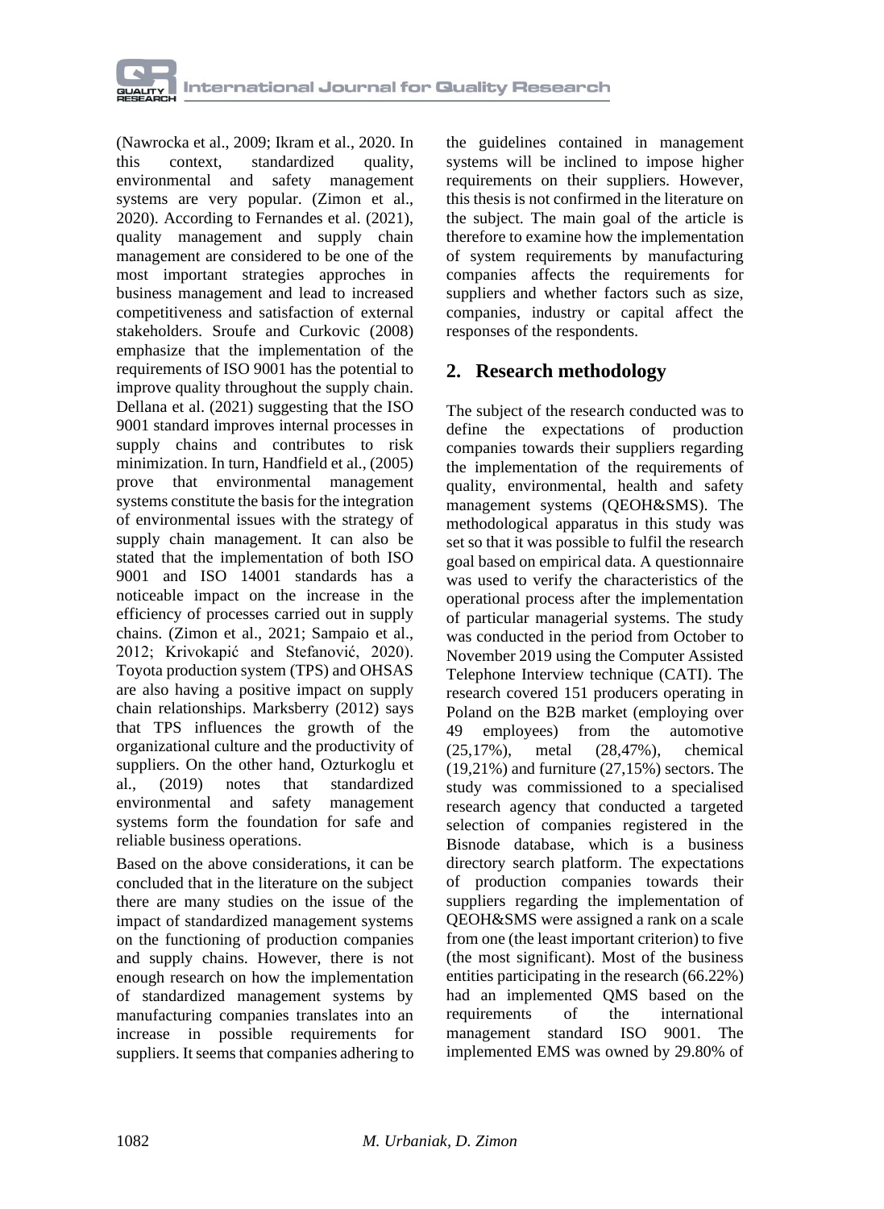(Nawrocka et al., 2009; Ikram et al., 2020. In this context, standardized quality, environmental and safety management systems are very popular. (Zimon et al., 2020). According to Fernandes et al. (2021), quality management and supply chain management are considered to be one of the most important strategies approches in business management and lead to increased competitiveness and satisfaction of external stakeholders. Sroufe and Curkovic (2008) emphasize that the implementation of the requirements of ISO 9001 has the potential to improve quality throughout the supply chain. Dellana et al. (2021) suggesting that the ISO 9001 standard improves internal processes in supply chains and contributes to risk minimization. In turn, Handfield et al., (2005) prove that environmental management systems constitute the basis for the integration of environmental issues with the strategy of supply chain management. It can also be stated that the implementation of both ISO 9001 and ISO 14001 standards has a noticeable impact on the increase in the efficiency of processes carried out in supply chains. (Zimon et al., 2021; Sampaio et al., 2012; Krivokapić and Stefanović, 2020). Toyota production system (TPS) and OHSAS are also having a positive impact on supply chain relationships. Marksberry (2012) says that TPS influences the growth of the organizational culture and the productivity of suppliers. On the other hand, Ozturkoglu et al., (2019) notes that standardized environmental and safety management systems form the foundation for safe and reliable business operations.

Based on the above considerations, it can be concluded that in the literature on the subject there are many studies on the issue of the impact of standardized management systems on the functioning of production companies and supply chains. However, there is not enough research on how the implementation of standardized management systems by manufacturing companies translates into an increase in possible requirements for suppliers. It seems that companies adhering to the guidelines contained in management systems will be inclined to impose higher requirements on their suppliers. However, this thesis is not confirmed in the literature on the subject. The main goal of the article is therefore to examine how the implementation of system requirements by manufacturing companies affects the requirements for suppliers and whether factors such as size, companies, industry or capital affect the responses of the respondents.

## 2. Research methodology

The subject of the research conducted was to define the expectations of production companies towards their suppliers regarding the implementation of the requirements of quality, environmental, health and safety management systems (QEOH&SMS). The methodological apparatus in this study was set so that it was possible to fulfil the research goal based on empirical data. A questionnaire was used to verify the characteristics of the operational process after the implementation of particular managerial systems. The study was conducted in the period from October to November 2019 using the Computer Assisted Telephone Interview technique (CATI). The research covered 151 producers operating in Poland on the B2B market (employing over 49 employees) from the automotive (25,17%), metal (28,47%), chemical (19,21%) and furniture (27,15%) sectors. The study was commissioned to a specialised research agency that conducted a targeted selection of companies registered in the Bisnode database, which is a business directory search platform. The expectations of production companies towards their suppliers regarding the implementation of QEOH&SMS were assigned a rank on a scale from one (the least important criterion) to five (the most significant). Most of the business entities participating in the research (66.22%) had an implemented QMS based on the requirements of the international management standard ISO 9001. The implemented EMS was owned by 29.80% of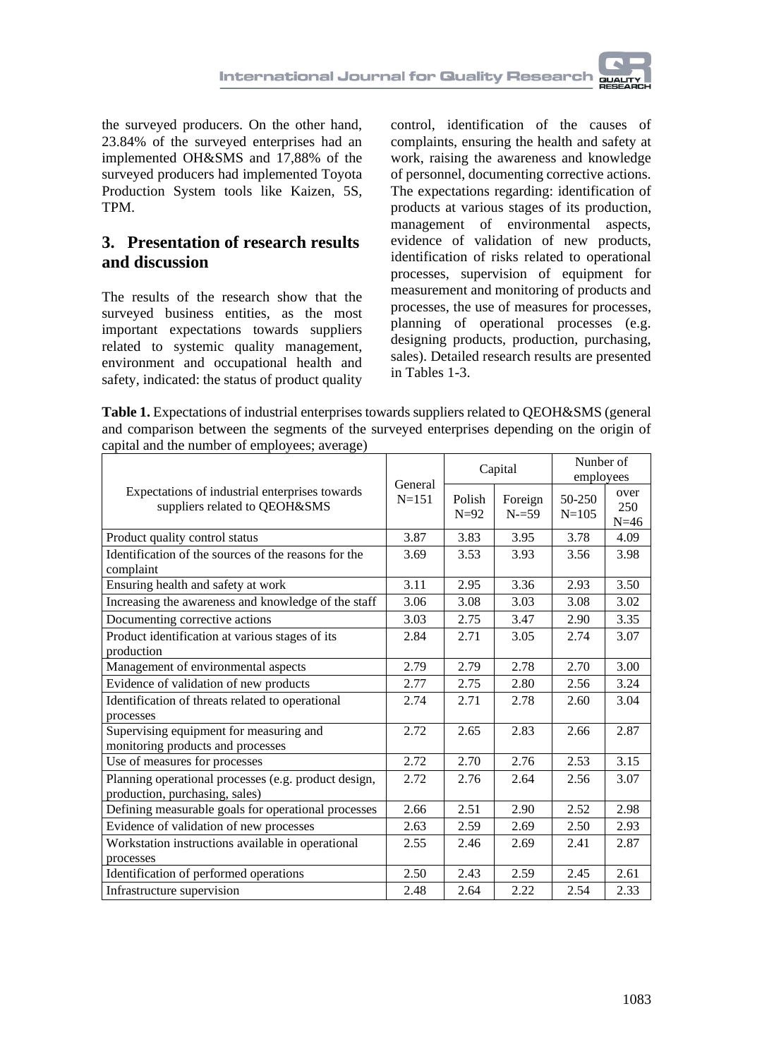the surveyed producers. On the other hand, 23.84% of the surveyed enterprises had an implemented OH&SMS and 17,88% of the surveyed producers had implemented Toyota Production System tools like Kaizen, 5S, TPM.

## 3. Presentation of research results and discussion

The results of the research show that the surveyed business entities, as the most important expectations towards suppliers related to systemic quality management, environment and occupational health and safety, indicated: the status of product quality control, identification of the causes of complaints, ensuring the health and safety at work, raising the awareness and knowledge of personnel, documenting corrective actions. The expectations regarding: identification of products at various stages of its production, management of environmental aspects, evidence of validation of new products, identification of risks related to operational processes, supervision of equipment for measurement and monitoring of products and processes, the use of measures for processes, planning of operational processes (e.g. designing products, production, purchasing, sales). Detailed research results are presented in Tables 1-3.

**Table 1.** Expectations of industrial enterprises towards suppliers related to QEOH&SMS (general and comparison between the segments of the surveyed enterprises depending on the origin of capital and the number of employees; average)

| Expectations of industrial enterprises towards suppliers related to QEOH&SMS | General N=151 | Capital | | Nunber of employees | |
|---|---|---|---|---|---|
| | | Polish N=92 | Foreign N-=59 | 50-250 N=105 | over 250 N=46 |
| Product quality control status | 3.87 | 3.83 | 3.95 | 3.78 | 4.09 |
| Identification of the sources of the reasons for the complaint | 3.69 | 3.53 | 3.93 | 3.56 | 3.98 |
| Ensuring health and safety at work | 3.11 | 2.95 | 3.36 | 2.93 | 3.50 |
| Increasing the awareness and knowledge of the staff | 3.06 | 3.08 | 3.03 | 3.08 | 3.02 |
| Documenting corrective actions | 3.03 | 2.75 | 3.47 | 2.90 | 3.35 |
| Product identification at various stages of its production | 2.84 | 2.71 | 3.05 | 2.74 | 3.07 |
| Management of environmental aspects | 2.79 | 2.79 | 2.78 | 2.70 | 3.00 |
| Evidence of validation of new products | 2.77 | 2.75 | 2.80 | 2.56 | 3.24 |
| Identification of threats related to operational processes | 2.74 | 2.71 | 2.78 | 2.60 | 3.04 |
| Supervising equipment for measuring and monitoring products and processes | 2.72 | 2.65 | 2.83 | 2.66 | 2.87 |
| Use of measures for processes | 2.72 | 2.70 | 2.76 | 2.53 | 3.15 |
| Planning operational processes (e.g. product design, production, purchasing, sales) | 2.72 | 2.76 | 2.64 | 2.56 | 3.07 |
| Defining measurable goals for operational processes | 2.66 | 2.51 | 2.90 | 2.52 | 2.98 |
| Evidence of validation of new processes | 2.63 | 2.59 | 2.69 | 2.50 | 2.93 |
| Workstation instructions available in operational processes | 2.55 | 2.46 | 2.69 | 2.41 | 2.87 |
| Identification of performed operations | 2.50 | 2.43 | 2.59 | 2.45 | 2.61 |
| Infrastructure supervision | 2.48 | 2.64 | 2.22 | 2.54 | 2.33 |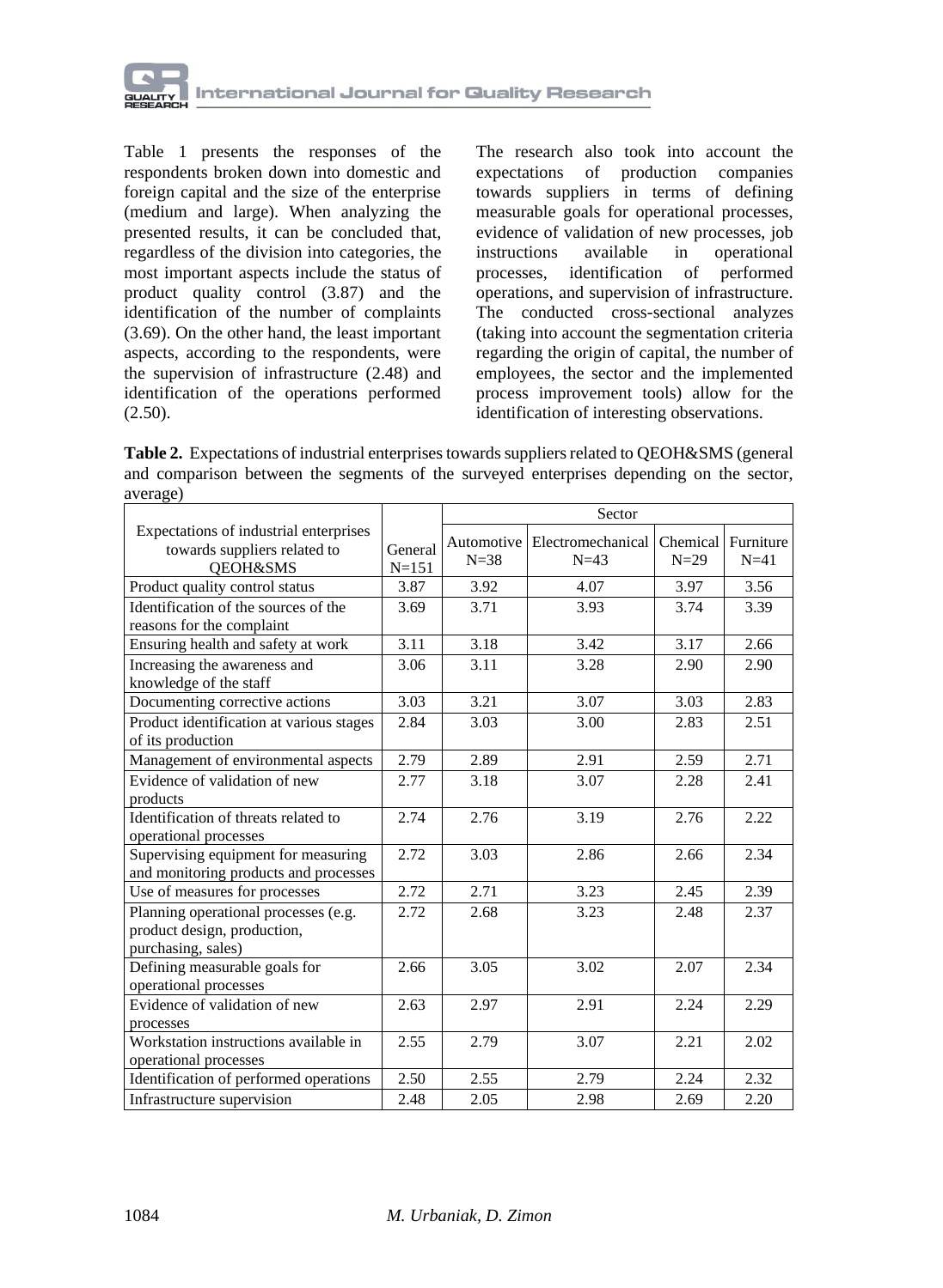Table 1 presents the responses of the respondents broken down into domestic and foreign capital and the size of the enterprise (medium and large). When analyzing the presented results, it can be concluded that, regardless of the division into categories, the most important aspects include the status of product quality control (3.87) and the identification of the number of complaints (3.69). On the other hand, the least important aspects, according to the respondents, were the supervision of infrastructure (2.48) and identification of the operations performed (2.50).

The research also took into account the expectations of production companies towards suppliers in terms of defining measurable goals for operational processes, evidence of validation of new processes, job instructions available in operational processes, identification of performed operations, and supervision of infrastructure. The conducted cross-sectional analyzes (taking into account the segmentation criteria regarding the origin of capital, the number of employees, the sector and the implemented process improvement tools) allow for the identification of interesting observations.

**Table 2.** Expectations of industrial enterprises towards suppliers related to QEOH&SMS (general and comparison between the segments of the surveyed enterprises depending on the sector, average)

| Expectations of industrial enterprises towards suppliers related to QEOH&SMS | General N=151 | Sector | | | |
|---|---|---|---|---|---|
| | | Automotive N=38 | Electromechanical N=43 | Chemical N=29 | Furniture N=41 |
| Product quality control status | 3.87 | 3.92 | 4.07 | 3.97 | 3.56 |
| Identification of the sources of the reasons for the complaint | 3.69 | 3.71 | 3.93 | 3.74 | 3.39 |
| Ensuring health and safety at work | 3.11 | 3.18 | 3.42 | 3.17 | 2.66 |
| Increasing the awareness and knowledge of the staff | 3.06 | 3.11 | 3.28 | 2.90 | 2.90 |
| Documenting corrective actions | 3.03 | 3.21 | 3.07 | 3.03 | 2.83 |
| Product identification at various stages of its production | 2.84 | 3.03 | 3.00 | 2.83 | 2.51 |
| Management of environmental aspects | 2.79 | 2.89 | 2.91 | 2.59 | 2.71 |
| Evidence of validation of new products | 2.77 | 3.18 | 3.07 | 2.28 | 2.41 |
| Identification of threats related to operational processes | 2.74 | 2.76 | 3.19 | 2.76 | 2.22 |
| Supervising equipment for measuring and monitoring products and processes | 2.72 | 3.03 | 2.86 | 2.66 | 2.34 |
| Use of measures for processes | 2.72 | 2.71 | 3.23 | 2.45 | 2.39 |
| Planning operational processes (e.g. product design, production, purchasing, sales) | 2.72 | 2.68 | 3.23 | 2.48 | 2.37 |
| Defining measurable goals for operational processes | 2.66 | 3.05 | 3.02 | 2.07 | 2.34 |
| Evidence of validation of new processes | 2.63 | 2.97 | 2.91 | 2.24 | 2.29 |
| Workstation instructions available in operational processes | 2.55 | 2.79 | 3.07 | 2.21 | 2.02 |
| Identification of performed operations | 2.50 | 2.55 | 2.79 | 2.24 | 2.32 |
| Infrastructure supervision | 2.48 | 2.05 | 2.98 | 2.69 | 2.20 |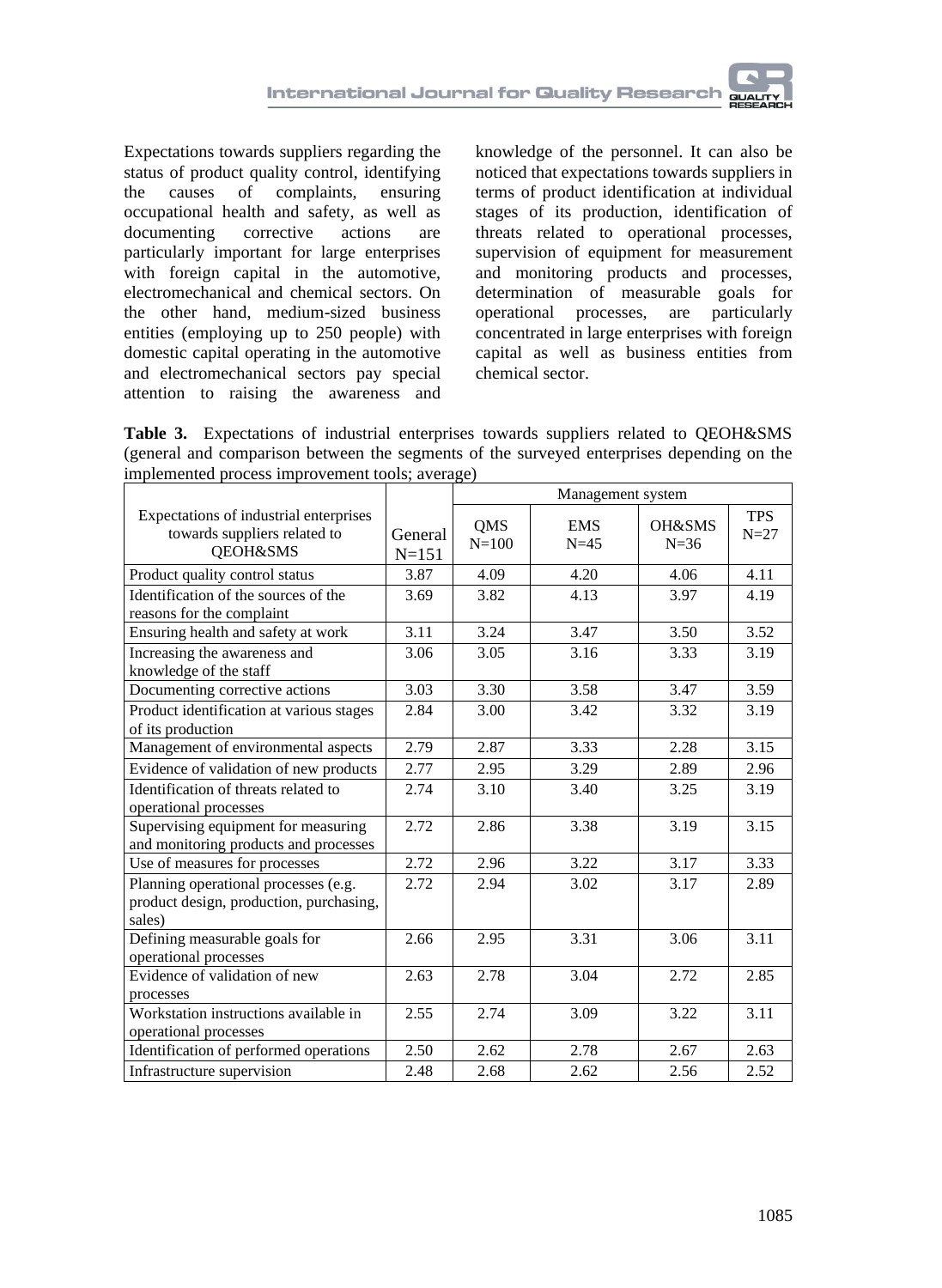Expectations towards suppliers regarding the status of product quality control, identifying the causes of complaints, ensuring occupational health and safety, as well as documenting corrective actions are particularly important for large enterprises with foreign capital in the automotive, electromechanical and chemical sectors. On the other hand, medium-sized business entities (employing up to 250 people) with domestic capital operating in the automotive and electromechanical sectors pay special attention to raising the awareness and knowledge of the personnel. It can also be noticed that expectations towards suppliers in terms of product identification at individual stages of its production, identification of threats related to operational processes, supervision of equipment for measurement and monitoring products and processes, determination of measurable goals for operational processes, are particularly concentrated in large enterprises with foreign capital as well as business entities from chemical sector.

**Table 3.** Expectations of industrial enterprises towards suppliers related to QEOH&SMS (general and comparison between the segments of the surveyed enterprises depending on the implemented process improvement tools; average)

| Expectations of industrial enterprises towards suppliers related to QEOH&SMS | General N=151 | Management system | | | |
|---|---|---|---|---|---|
| | | QMS N=100 | EMS N=45 | OH&SMS N=36 | TPS N=27 |
| Product quality control status | 3.87 | 4.09 | 4.20 | 4.06 | 4.11 |
| Identification of the sources of the reasons for the complaint | 3.69 | 3.82 | 4.13 | 3.97 | 4.19 |
| Ensuring health and safety at work | 3.11 | 3.24 | 3.47 | 3.50 | 3.52 |
| Increasing the awareness and knowledge of the staff | 3.06 | 3.05 | 3.16 | 3.33 | 3.19 |
| Documenting corrective actions | 3.03 | 3.30 | 3.58 | 3.47 | 3.59 |
| Product identification at various stages of its production | 2.84 | 3.00 | 3.42 | 3.32 | 3.19 |
| Management of environmental aspects | 2.79 | 2.87 | 3.33 | 2.28 | 3.15 |
| Evidence of validation of new products | 2.77 | 2.95 | 3.29 | 2.89 | 2.96 |
| Identification of threats related to operational processes | 2.74 | 3.10 | 3.40 | 3.25 | 3.19 |
| Supervising equipment for measuring and monitoring products and processes | 2.72 | 2.86 | 3.38 | 3.19 | 3.15 |
| Use of measures for processes | 2.72 | 2.96 | 3.22 | 3.17 | 3.33 |
| Planning operational processes (e.g. product design, production, purchasing, sales) | 2.72 | 2.94 | 3.02 | 3.17 | 2.89 |
| Defining measurable goals for operational processes | 2.66 | 2.95 | 3.31 | 3.06 | 3.11 |
| Evidence of validation of new processes | 2.63 | 2.78 | 3.04 | 2.72 | 2.85 |
| Workstation instructions available in operational processes | 2.55 | 2.74 | 3.09 | 3.22 | 3.11 |
| Identification of performed operations | 2.50 | 2.62 | 2.78 | 2.67 | 2.63 |
| Infrastructure supervision | 2.48 | 2.68 | 2.62 | 2.56 | 2.52 |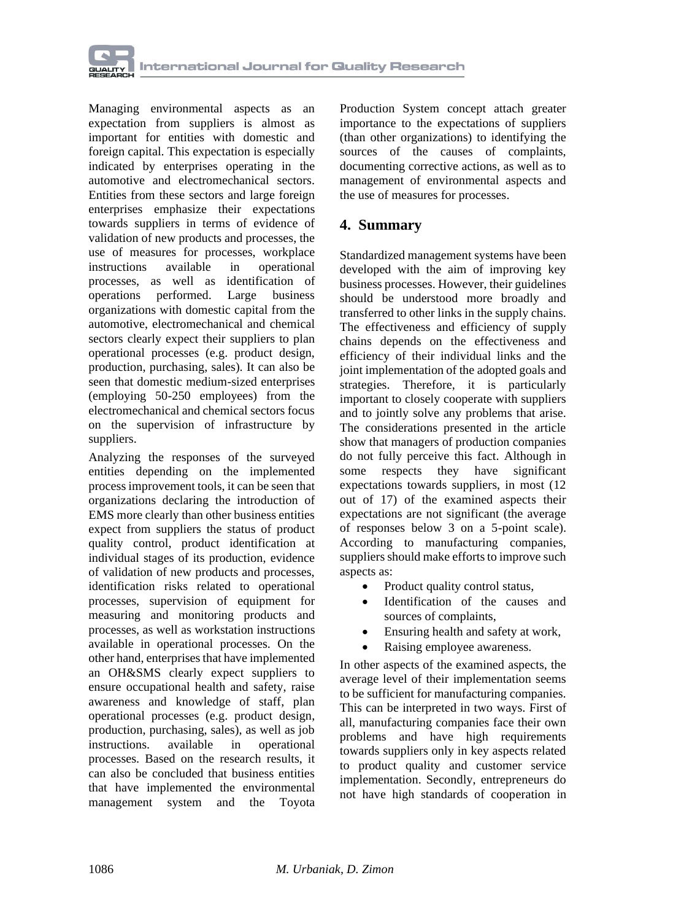Managing environmental aspects as an expectation from suppliers is almost as important for entities with domestic and foreign capital. This expectation is especially indicated by enterprises operating in the automotive and electromechanical sectors. Entities from these sectors and large foreign enterprises emphasize their expectations towards suppliers in terms of evidence of validation of new products and processes, the use of measures for processes, workplace instructions available in operational processes, as well as identification of operations performed. Large business organizations with domestic capital from the automotive, electromechanical and chemical sectors clearly expect their suppliers to plan operational processes (e.g. product design, production, purchasing, sales). It can also be seen that domestic medium-sized enterprises (employing 50-250 employees) from the electromechanical and chemical sectors focus on the supervision of infrastructure by suppliers.

Analyzing the responses of the surveyed entities depending on the implemented process improvement tools, it can be seen that organizations declaring the introduction of EMS more clearly than other business entities expect from suppliers the status of product quality control, product identification at individual stages of its production, evidence of validation of new products and processes, identification risks related to operational processes, supervision of equipment for measuring and monitoring products and processes, as well as workstation instructions available in operational processes. On the other hand, enterprises that have implemented an OH&SMS clearly expect suppliers to ensure occupational health and safety, raise awareness and knowledge of staff, plan operational processes (e.g. product design, production, purchasing, sales), as well as job instructions. available in operational processes. Based on the research results, it can also be concluded that business entities that have implemented the environmental management system and the Toyota Production System concept attach greater importance to the expectations of suppliers (than other organizations) to identifying the sources of the causes of complaints, documenting corrective actions, as well as to management of environmental aspects and the use of measures for processes.

## 4. Summary

Standardized management systems have been developed with the aim of improving key business processes. However, their guidelines should be understood more broadly and transferred to other links in the supply chains. The effectiveness and efficiency of supply chains depends on the effectiveness and efficiency of their individual links and the joint implementation of the adopted goals and strategies. Therefore, it is particularly important to closely cooperate with suppliers and to jointly solve any problems that arise. The considerations presented in the article show that managers of production companies do not fully perceive this fact. Although in some respects they have significant expectations towards suppliers, in most (12 out of 17) of the examined aspects their expectations are not significant (the average of responses below 3 on a 5-point scale). According to manufacturing companies, suppliers should make efforts to improve such aspects as:

- Product quality control status,
- Identification of the causes and sources of complaints,
- Ensuring health and safety at work,
- Raising employee awareness.

In other aspects of the examined aspects, the average level of their implementation seems to be sufficient for manufacturing companies. This can be interpreted in two ways. First of all, manufacturing companies face their own problems and have high requirements towards suppliers only in key aspects related to product quality and customer service implementation. Secondly, entrepreneurs do not have high standards of cooperation in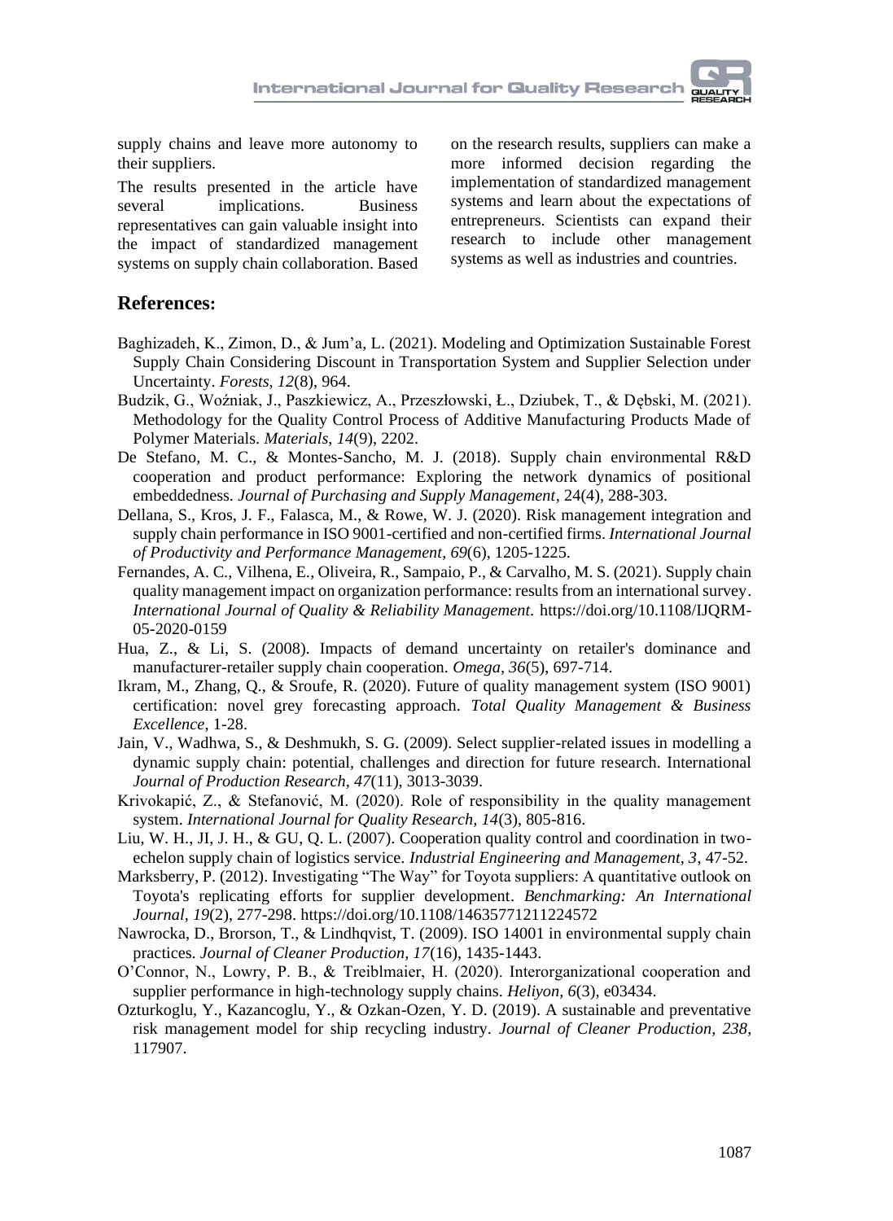supply chains and leave more autonomy to their suppliers.

The results presented in the article have several implications. Business representatives can gain valuable insight into the impact of standardized management systems on supply chain collaboration. Based on the research results, suppliers can make a more informed decision regarding the implementation of standardized management systems and learn about the expectations of entrepreneurs. Scientists can expand their research to include other management systems as well as industries and countries.

## References:

Baghizadeh, K., Zimon, D., & Jum'a, L. (2021). Modeling and Optimization Sustainable Forest Supply Chain Considering Discount in Transportation System and Supplier Selection under Uncertainty. *Forests, 12*(8), 964.

Budzik, G., Woźniak, J., Paszkiewicz, A., Przeszłowski, Ł., Dziubek, T., & Dębski, M. (2021). Methodology for the Quality Control Process of Additive Manufacturing Products Made of Polymer Materials. *Materials, 14*(9), 2202.

De Stefano, M. C., & Montes-Sancho, M. J. (2018). Supply chain environmental R&D cooperation and product performance: Exploring the network dynamics of positional embeddedness. *Journal of Purchasing and Supply Management*, 24(4), 288-303.

Dellana, S., Kros, J. F., Falasca, M., & Rowe, W. J. (2020). Risk management integration and supply chain performance in ISO 9001-certified and non-certified firms. *International Journal of Productivity and Performance Management, 69*(6), 1205-1225.

Fernandes, A. C., Vilhena, E., Oliveira, R., Sampaio, P., & Carvalho, M. S. (2021). Supply chain quality management impact on organization performance: results from an international survey. *International Journal of Quality & Reliability Management*. https://doi.org/10.1108/IJQRM-05-2020-0159

Hua, Z., & Li, S. (2008). Impacts of demand uncertainty on retailer's dominance and manufacturer-retailer supply chain cooperation. *Omega, 36*(5), 697-714.

Ikram, M., Zhang, Q., & Sroufe, R. (2020). Future of quality management system (ISO 9001) certification: novel grey forecasting approach. *Total Quality Management & Business Excellence*, 1-28.

Jain, V., Wadhwa, S., & Deshmukh, S. G. (2009). Select supplier-related issues in modelling a dynamic supply chain: potential, challenges and direction for future research. International *Journal of Production Research, 47*(11), 3013-3039.

Krivokapić, Z., & Stefanović, M. (2020). Role of responsibility in the quality management system. *International Journal for Quality Research, 14*(3), 805-816.

Liu, W. H., JI, J. H., & GU, Q. L. (2007). Cooperation quality control and coordination in two-echelon supply chain of logistics service. *Industrial Engineering and Management*, *3*, 47-52.

Marksberry, P. (2012). Investigating "The Way" for Toyota suppliers: A quantitative outlook on Toyota's replicating efforts for supplier development. *Benchmarking: An International Journal*, *19*(2), 277-298. https://doi.org/10.1108/14635771211224572

Nawrocka, D., Brorson, T., & Lindhqvist, T. (2009). ISO 14001 in environmental supply chain practices. *Journal of Cleaner Production, 17*(16), 1435-1443.

O'Connor, N., Lowry, P. B., & Treiblmaier, H. (2020). Interorganizational cooperation and supplier performance in high-technology supply chains. *Heliyon*, *6*(3), e03434.

Ozturkoglu, Y., Kazancoglu, Y., & Ozkan-Ozen, Y. D. (2019). A sustainable and preventative risk management model for ship recycling industry. *Journal of Cleaner Production, 238*, 117907.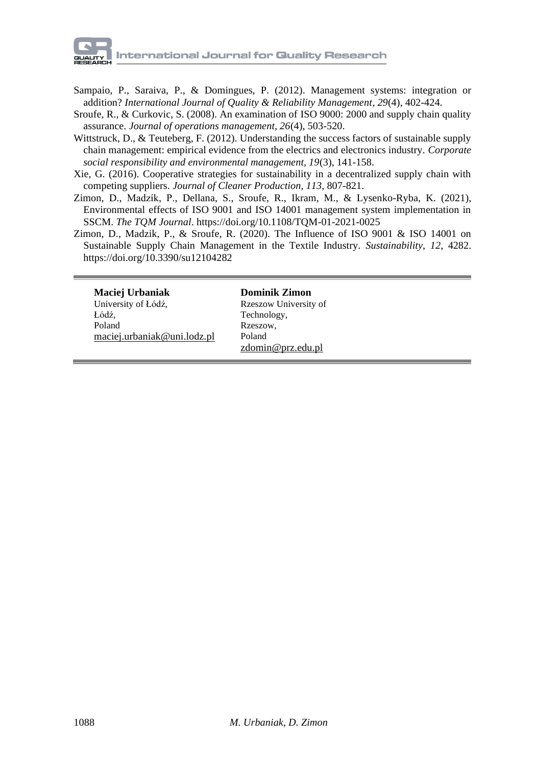Sampaio, P., Saraiva, P., & Domingues, P. (2012). Management systems: integration or addition? *International Journal of Quality & Reliability Management*, *29*(4), 402-424.

Sroufe, R., & Curkovic, S. (2008). An examination of ISO 9000: 2000 and supply chain quality assurance. *Journal of operations management, 26*(4), 503-520.

Wittstruck, D., & Teuteberg, F. (2012). Understanding the success factors of sustainable supply chain management: empirical evidence from the electrics and electronics industry. *Corporate social responsibility and environmental management*, *19*(3), 141-158.

Xie, G. (2016). Cooperative strategies for sustainability in a decentralized supply chain with competing suppliers. *Journal of Cleaner Production*, *113*, 807-821.

Zimon, D., Madzík, P., Dellana, S., Sroufe, R., Ikram, M., & Lysenko-Ryba, K. (2021), Environmental effects of ISO 9001 and ISO 14001 management system implementation in SSCM. *The TQM Journal*. https://doi.org/10.1108/TQM-01-2021-0025

Zimon, D., Madzik, P., & Sroufe, R. (2020). The Influence of ISO 9001 & ISO 14001 on Sustainable Supply Chain Management in the Textile Industry. *Sustainability*, *12*, 4282. https://doi.org/10.3390/su12104282

---

**Maciej Urbaniak**
University of Łódź,
Łódź,
Poland
maciej.urbaniak@uni.lodz.pl

**Dominik Zimon**
Rzeszow University of Technology,
Rzeszow,
Poland
zdomin@prz.edu.pl